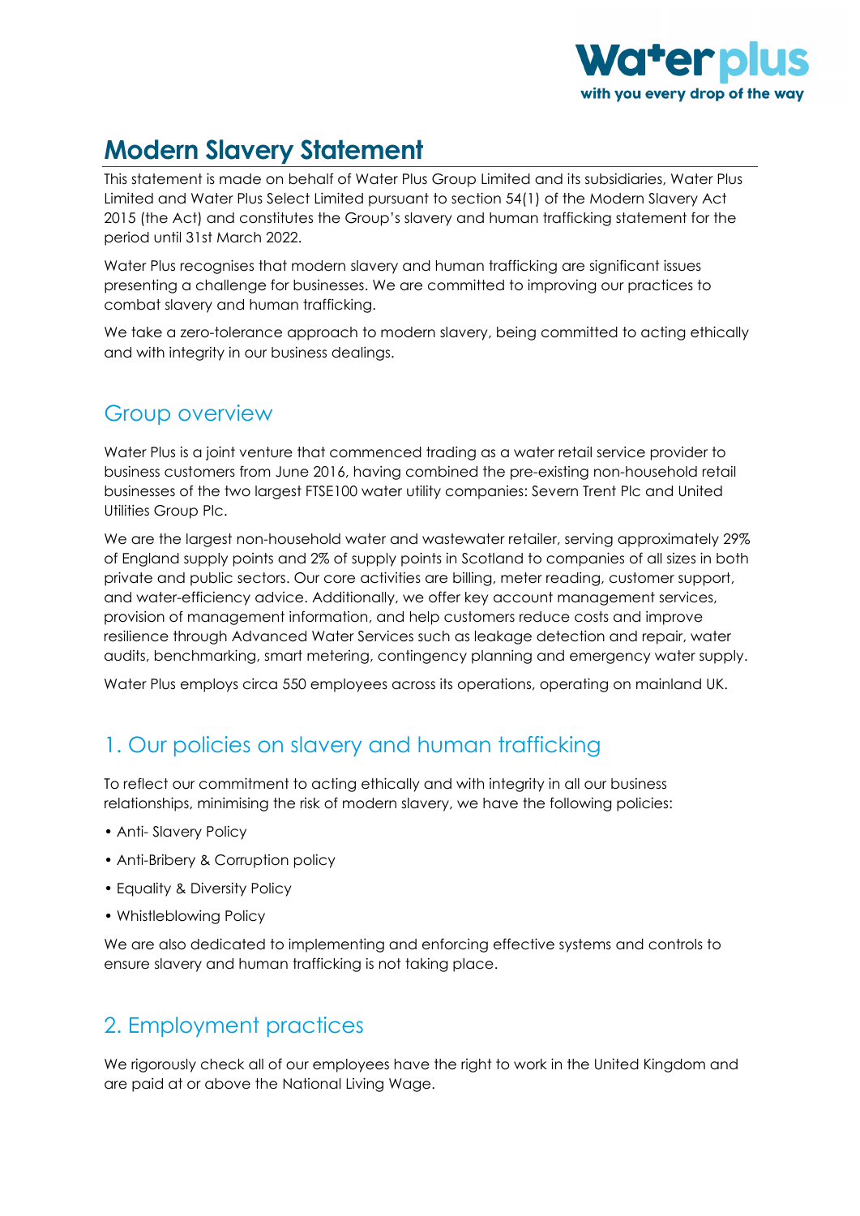# Modern Slavery Statement

This statement is made on behalf of Water Plus Group Limited and its subsidiaries, Water Plus Limited and Water Plus Select Limited pursuant to section 54(1) of the Modern Slavery Act 2015 (the Act) and constitutes the Group's slavery and human trafficking statement for the period until 31st March 2022.

Water Plus recognises that modern slavery and human trafficking are significant issues presenting a challenge for businesses. We are committed to improving our practices to combat slavery and human trafficking.

We take a zero-tolerance approach to modern slavery, being committed to acting ethically and with integrity in our business dealings.

## Group overview

Water Plus is a joint venture that commenced trading as a water retail service provider to business customers from June 2016, having combined the pre-existing non-household retail businesses of the two largest FTSE100 water utility companies: Severn Trent Plc and United Utilities Group Plc.

We are the largest non-household water and wastewater retailer, serving approximately 29% of England supply points and 2% of supply points in Scotland to companies of all sizes in both private and public sectors. Our core activities are billing, meter reading, customer support, and water-efficiency advice. Additionally, we offer key account management services, provision of management information, and help customers reduce costs and improve resilience through Advanced Water Services such as leakage detection and repair, water audits, benchmarking, smart metering, contingency planning and emergency water supply.

Water Plus employs circa 550 employees across its operations, operating on mainland UK.

## 1. Our policies on slavery and human trafficking

To reflect our commitment to acting ethically and with integrity in all our business relationships, minimising the risk of modern slavery, we have the following policies:

- Anti- Slavery Policy
- Anti-Bribery & Corruption policy
- Equality & Diversity Policy
- Whistleblowing Policy

We are also dedicated to implementing and enforcing effective systems and controls to ensure slavery and human trafficking is not taking place.

## 2. Employment practices

We rigorously check all of our employees have the right to work in the United Kingdom and are paid at or above the National Living Wage.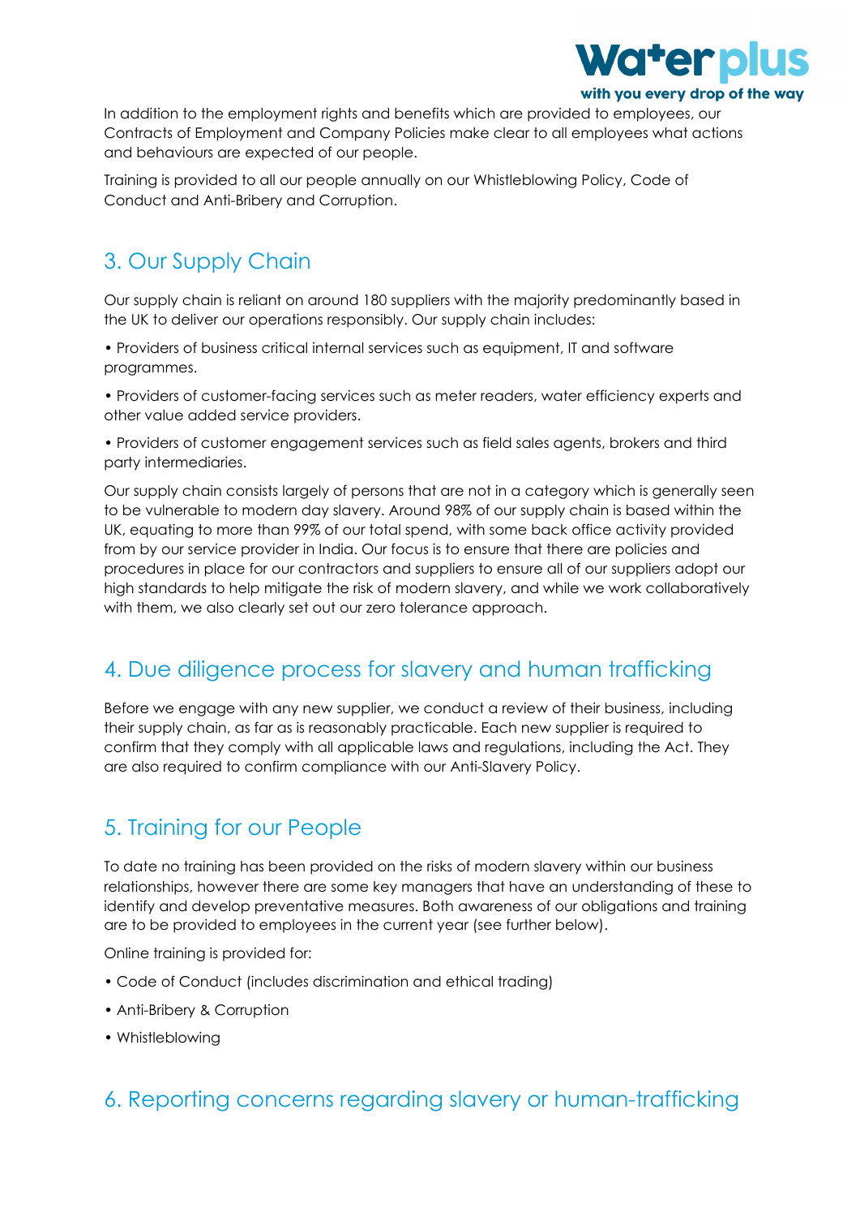In addition to the employment rights and benefits which are provided to employees, our Contracts of Employment and Company Policies make clear to all employees what actions and behaviours are expected of our people.

Training is provided to all our people annually on our Whistleblowing Policy, Code of Conduct and Anti-Bribery and Corruption.

## 3. Our Supply Chain

Our supply chain is reliant on around 180 suppliers with the majority predominantly based in the UK to deliver our operations responsibly. Our supply chain includes:

- Providers of business critical internal services such as equipment, IT and software programmes.
- Providers of customer-facing services such as meter readers, water efficiency experts and other value added service providers.
- Providers of customer engagement services such as field sales agents, brokers and third party intermediaries.

Our supply chain consists largely of persons that are not in a category which is generally seen to be vulnerable to modern day slavery. Around 98% of our supply chain is based within the UK, equating to more than 99% of our total spend, with some back office activity provided from by our service provider in India. Our focus is to ensure that there are policies and procedures in place for our contractors and suppliers to ensure all of our suppliers adopt our high standards to help mitigate the risk of modern slavery, and while we work collaboratively with them, we also clearly set out our zero tolerance approach.

## 4. Due diligence process for slavery and human trafficking

Before we engage with any new supplier, we conduct a review of their business, including their supply chain, as far as is reasonably practicable. Each new supplier is required to confirm that they comply with all applicable laws and regulations, including the Act. They are also required to confirm compliance with our Anti-Slavery Policy.

## 5. Training for our People

To date no training has been provided on the risks of modern slavery within our business relationships, however there are some key managers that have an understanding of these to identify and develop preventative measures. Both awareness of our obligations and training are to be provided to employees in the current year (see further below).

Online training is provided for:

- Code of Conduct (includes discrimination and ethical trading)
- Anti-Bribery & Corruption
- Whistleblowing

## 6. Reporting concerns regarding slavery or human-trafficking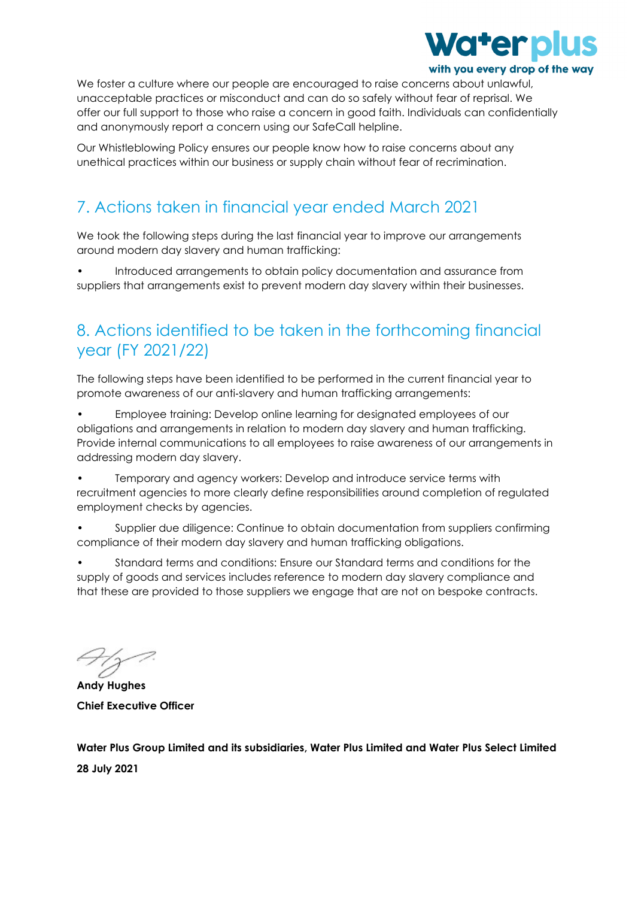We foster a culture where our people are encouraged to raise concerns about unlawful, unacceptable practices or misconduct and can do so safely without fear of reprisal. We offer our full support to those who raise a concern in good faith. Individuals can confidentially and anonymously report a concern using our SafeCall helpline.

Our Whistleblowing Policy ensures our people know how to raise concerns about any unethical practices within our business or supply chain without fear of recrimination.

## 7. Actions taken in financial year ended March 2021

We took the following steps during the last financial year to improve our arrangements around modern day slavery and human trafficking:

- Introduced arrangements to obtain policy documentation and assurance from suppliers that arrangements exist to prevent modern day slavery within their businesses.

## 8. Actions identified to be taken in the forthcoming financial year (FY 2021/22)

The following steps have been identified to be performed in the current financial year to promote awareness of our anti-slavery and human trafficking arrangements:

- Employee training: Develop online learning for designated employees of our obligations and arrangements in relation to modern day slavery and human trafficking. Provide internal communications to all employees to raise awareness of our arrangements in addressing modern day slavery.
- Temporary and agency workers: Develop and introduce service terms with recruitment agencies to more clearly define responsibilities around completion of regulated employment checks by agencies.
- Supplier due diligence: Continue to obtain documentation from suppliers confirming compliance of their modern day slavery and human trafficking obligations.
- Standard terms and conditions: Ensure our Standard terms and conditions for the supply of goods and services includes reference to modern day slavery compliance and that these are provided to those suppliers we engage that are not on bespoke contracts.

**Andy Hughes**
**Chief Executive Officer**

**Water Plus Group Limited and its subsidiaries, Water Plus Limited and Water Plus Select Limited**

**28 July 2021**